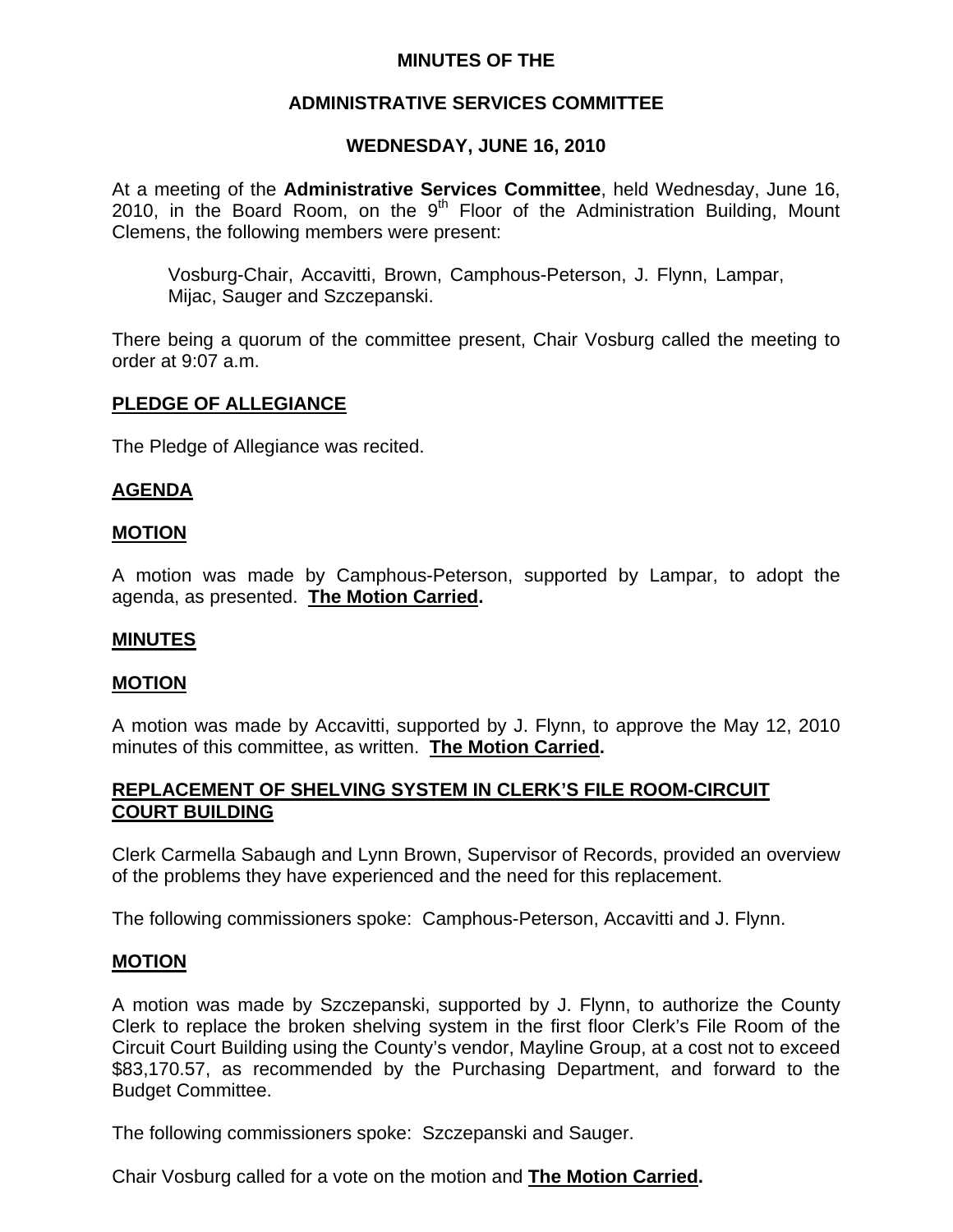# MINUTES OF THE

## ADMINISTRATIVE SERVICES COMMITTEE

### WEDNESDAY, JUNE 16, 2010

At a meeting of the **Administrative Services Committee**, held Wednesday, June 16, 2010, in the Board Room, on the 9th Floor of the Administration Building, Mount Clemens, the following members were present:

> Vosburg-Chair, Accavitti, Brown, Camphous-Peterson, J. Flynn, Lampar, Mijac, Sauger and Szczepanski.

There being a quorum of the committee present, Chair Vosburg called the meeting to order at 9:07 a.m.

**PLEDGE OF ALLEGIANCE**

The Pledge of Allegiance was recited.

**AGENDA**

**MOTION**

A motion was made by Camphous-Peterson, supported by Lampar, to adopt the agenda, as presented. **The Motion Carried.**

**MINUTES**

**MOTION**

A motion was made by Accavitti, supported by J. Flynn, to approve the May 12, 2010 minutes of this committee, as written. **The Motion Carried.**

**REPLACEMENT OF SHELVING SYSTEM IN CLERK'S FILE ROOM-CIRCUIT COURT BUILDING**

Clerk Carmella Sabaugh and Lynn Brown, Supervisor of Records, provided an overview of the problems they have experienced and the need for this replacement.

The following commissioners spoke: Camphous-Peterson, Accavitti and J. Flynn.

**MOTION**

A motion was made by Szczepanski, supported by J. Flynn, to authorize the County Clerk to replace the broken shelving system in the first floor Clerk's File Room of the Circuit Court Building using the County's vendor, Mayline Group, at a cost not to exceed $83,170.57, as recommended by the Purchasing Department, and forward to the Budget Committee.

The following commissioners spoke: Szczepanski and Sauger.

Chair Vosburg called for a vote on the motion and **The Motion Carried.**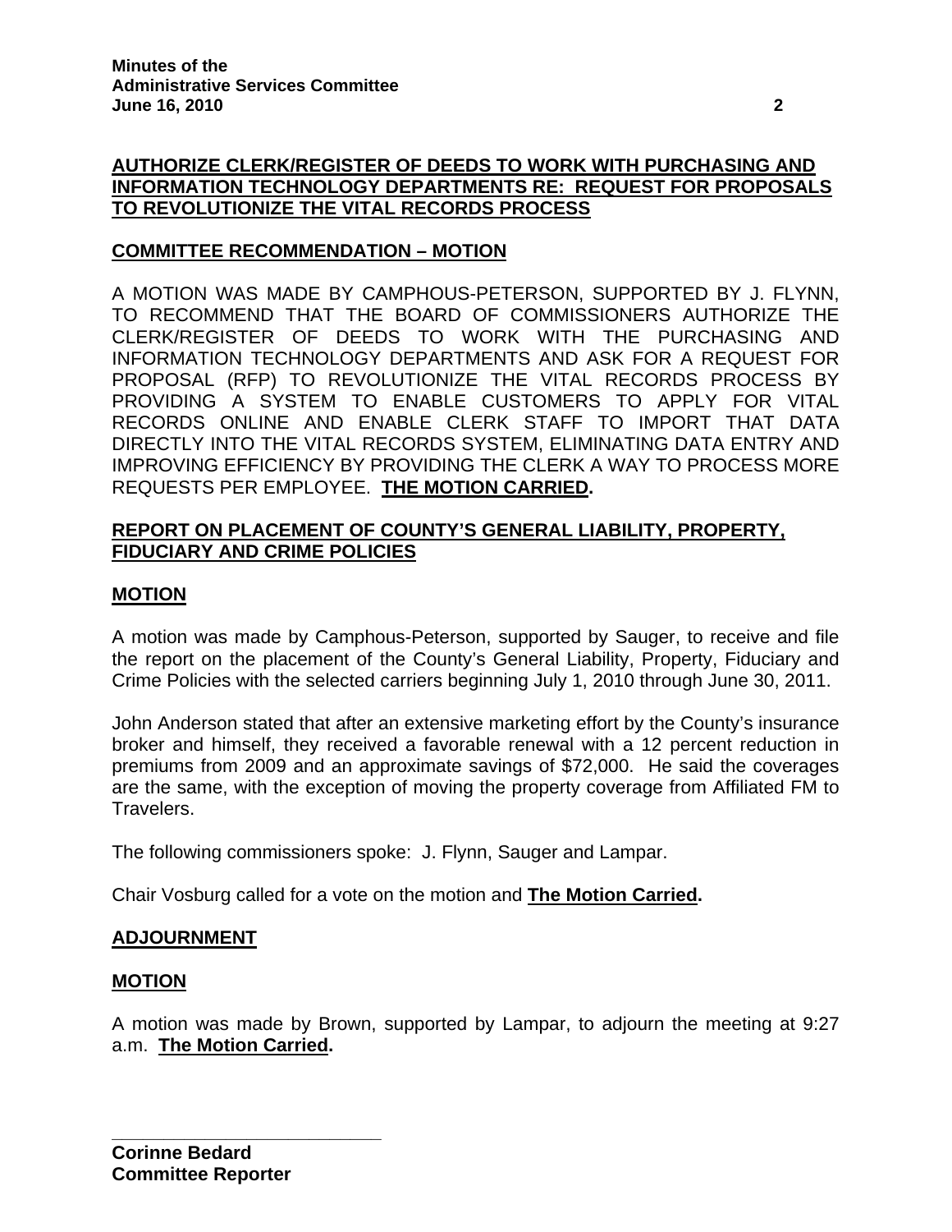**AUTHORIZE CLERK/REGISTER OF DEEDS TO WORK WITH PURCHASING AND INFORMATION TECHNOLOGY DEPARTMENTS RE: REQUEST FOR PROPOSALS TO REVOLUTIONIZE THE VITAL RECORDS PROCESS**

**COMMITTEE RECOMMENDATION – MOTION**

A MOTION WAS MADE BY CAMPHOUS-PETERSON, SUPPORTED BY J. FLYNN, TO RECOMMEND THAT THE BOARD OF COMMISSIONERS AUTHORIZE THE CLERK/REGISTER OF DEEDS TO WORK WITH THE PURCHASING AND INFORMATION TECHNOLOGY DEPARTMENTS AND ASK FOR A REQUEST FOR PROPOSAL (RFP) TO REVOLUTIONIZE THE VITAL RECORDS PROCESS BY PROVIDING A SYSTEM TO ENABLE CUSTOMERS TO APPLY FOR VITAL RECORDS ONLINE AND ENABLE CLERK STAFF TO IMPORT THAT DATA DIRECTLY INTO THE VITAL RECORDS SYSTEM, ELIMINATING DATA ENTRY AND IMPROVING EFFICIENCY BY PROVIDING THE CLERK A WAY TO PROCESS MORE REQUESTS PER EMPLOYEE. **THE MOTION CARRIED.**

**REPORT ON PLACEMENT OF COUNTY'S GENERAL LIABILITY, PROPERTY, FIDUCIARY AND CRIME POLICIES**

**MOTION**

A motion was made by Camphous-Peterson, supported by Sauger, to receive and file the report on the placement of the County's General Liability, Property, Fiduciary and Crime Policies with the selected carriers beginning July 1, 2010 through June 30, 2011.

John Anderson stated that after an extensive marketing effort by the County's insurance broker and himself, they received a favorable renewal with a 12 percent reduction in premiums from 2009 and an approximate savings of $72,000. He said the coverages are the same, with the exception of moving the property coverage from Affiliated FM to Travelers.

The following commissioners spoke: J. Flynn, Sauger and Lampar.

Chair Vosburg called for a vote on the motion and **The Motion Carried.**

**ADJOURNMENT**

**MOTION**

A motion was made by Brown, supported by Lampar, to adjourn the meeting at 9:27 a.m. **The Motion Carried.**

\_\_\_\_\_\_\_\_\_\_\_\_\_\_\_\_\_\_\_\_\_\_\_\_\_\_\_\_

**Corinne Bedard**
**Committee Reporter**